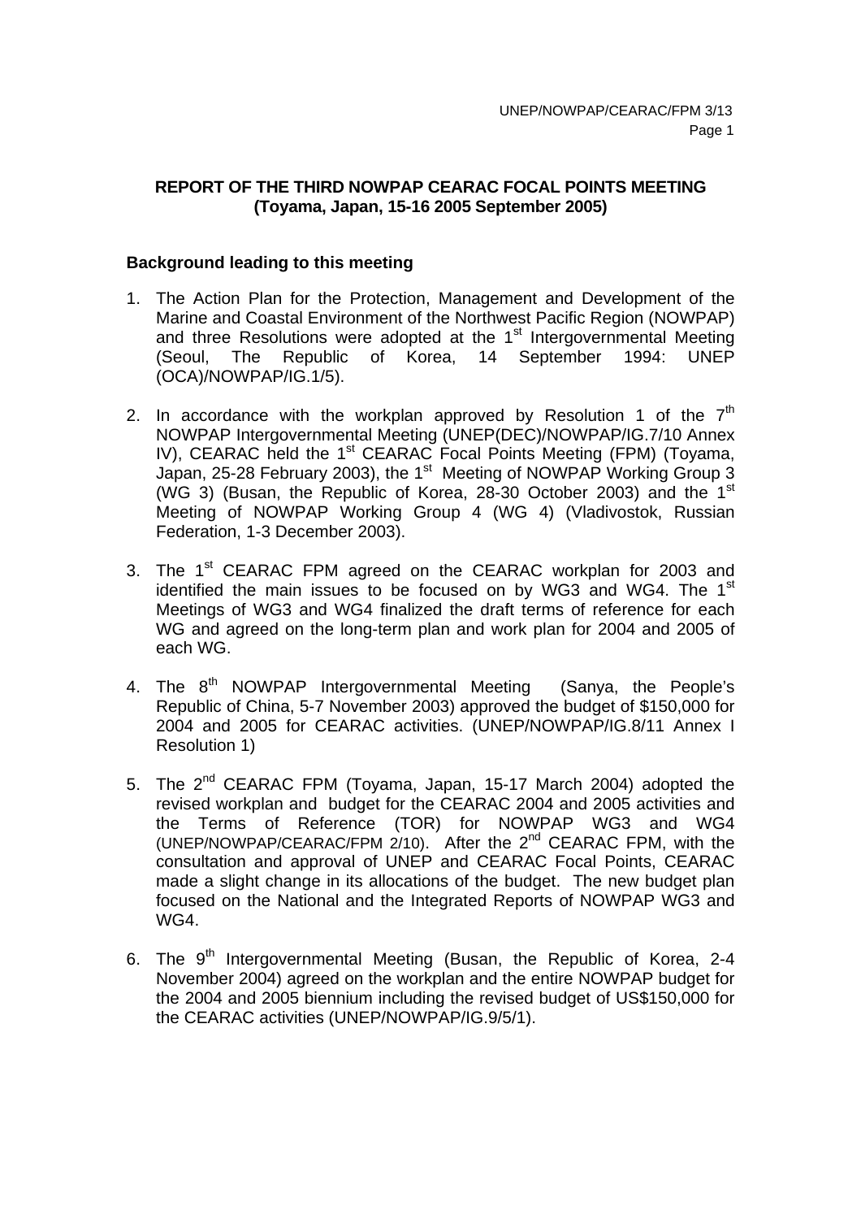## REPORT OF THE THIRD NOWPAP CEARAC FOCAL POINTS MEETING (Toyama, Japan, 15-16 2005 September 2005)

### Background leading to this meeting

1. The Action Plan for the Protection, Management and Development of the Marine and Coastal Environment of the Northwest Pacific Region (NOWPAP) and three Resolutions were adopted at the 1st Intergovernmental Meeting (Seoul, The Republic of Korea, 14 September 1994: UNEP (OCA)/NOWPAP/IG.1/5).

2. In accordance with the workplan approved by Resolution 1 of the 7th NOWPAP Intergovernmental Meeting (UNEP(DEC)/NOWPAP/IG.7/10 Annex IV), CEARAC held the 1st CEARAC Focal Points Meeting (FPM) (Toyama, Japan, 25-28 February 2003), the 1st Meeting of NOWPAP Working Group 3 (WG 3) (Busan, the Republic of Korea, 28-30 October 2003) and the 1st Meeting of NOWPAP Working Group 4 (WG 4) (Vladivostok, Russian Federation, 1-3 December 2003).

3. The 1st CEARAC FPM agreed on the CEARAC workplan for 2003 and identified the main issues to be focused on by WG3 and WG4. The 1st Meetings of WG3 and WG4 finalized the draft terms of reference for each WG and agreed on the long-term plan and work plan for 2004 and 2005 of each WG.

4. The 8th NOWPAP Intergovernmental Meeting (Sanya, the People's Republic of China, 5-7 November 2003) approved the budget of $150,000 for 2004 and 2005 for CEARAC activities. (UNEP/NOWPAP/IG.8/11 Annex I Resolution 1)

5. The 2nd CEARAC FPM (Toyama, Japan, 15-17 March 2004) adopted the revised workplan and budget for the CEARAC 2004 and 2005 activities and the Terms of Reference (TOR) for NOWPAP WG3 and WG4 (UNEP/NOWPAP/CEARAC/FPM 2/10). After the 2nd CEARAC FPM, with the consultation and approval of UNEP and CEARAC Focal Points, CEARAC made a slight change in its allocations of the budget. The new budget plan focused on the National and the Integrated Reports of NOWPAP WG3 and WG4.

6. The 9th Intergovernmental Meeting (Busan, the Republic of Korea, 2-4 November 2004) agreed on the workplan and the entire NOWPAP budget for the 2004 and 2005 biennium including the revised budget of US$150,000 for the CEARAC activities (UNEP/NOWPAP/IG.9/5/1).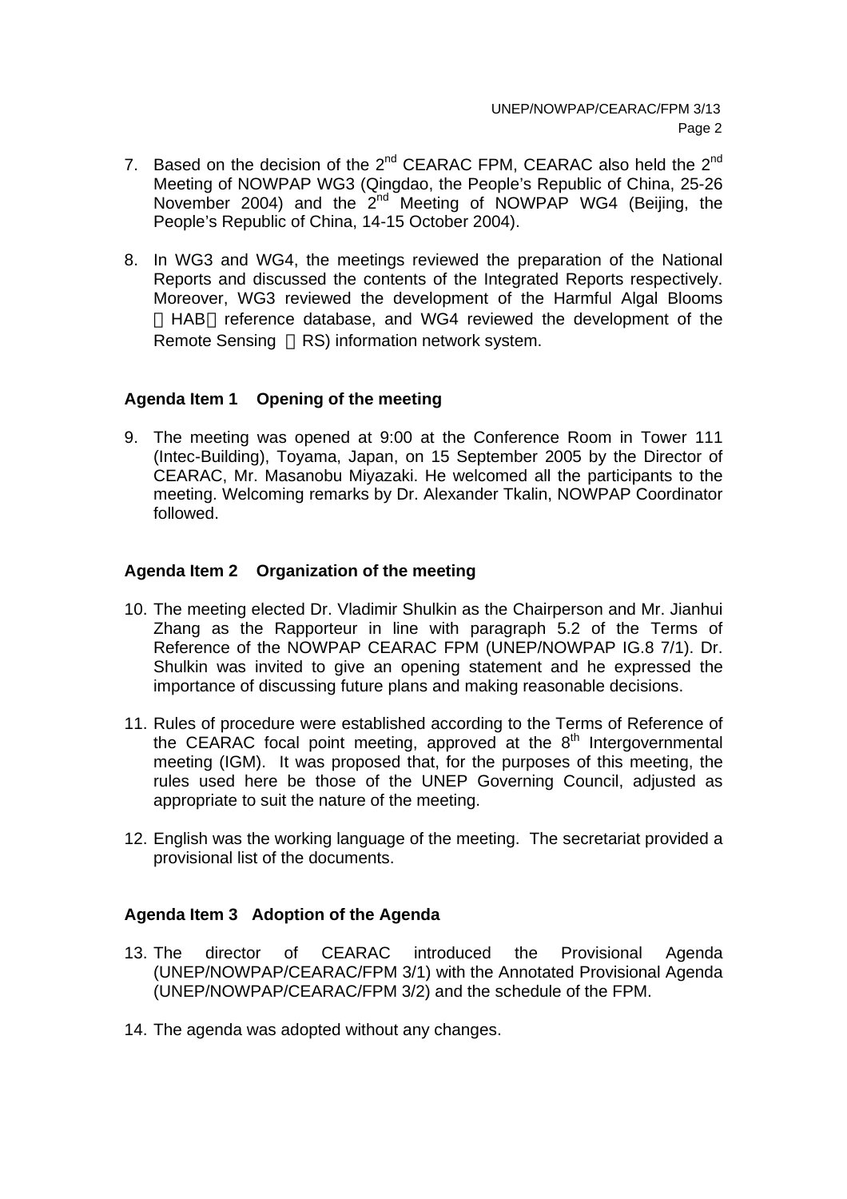7. Based on the decision of the 2nd CEARAC FPM, CEARAC also held the 2nd Meeting of NOWPAP WG3 (Qingdao, the People's Republic of China, 25-26 November 2004) and the 2nd Meeting of NOWPAP WG4 (Beijing, the People's Republic of China, 14-15 October 2004).

8. In WG3 and WG4, the meetings reviewed the preparation of the National Reports and discussed the contents of the Integrated Reports respectively. Moreover, WG3 reviewed the development of the Harmful Algal Blooms （HAB） reference database, and WG4 reviewed the development of the Remote Sensing （RS) information network system.

**Agenda Item 1 Opening of the meeting**

9. The meeting was opened at 9:00 at the Conference Room in Tower 111 (Intec-Building), Toyama, Japan, on 15 September 2005 by the Director of CEARAC, Mr. Masanobu Miyazaki. He welcomed all the participants to the meeting. Welcoming remarks by Dr. Alexander Tkalin, NOWPAP Coordinator followed.

**Agenda Item 2 Organization of the meeting**

10. The meeting elected Dr. Vladimir Shulkin as the Chairperson and Mr. Jianhui Zhang as the Rapporteur in line with paragraph 5.2 of the Terms of Reference of the NOWPAP CEARAC FPM (UNEP/NOWPAP IG.8 7/1). Dr. Shulkin was invited to give an opening statement and he expressed the importance of discussing future plans and making reasonable decisions.

11. Rules of procedure were established according to the Terms of Reference of the CEARAC focal point meeting, approved at the 8th Intergovernmental meeting (IGM). It was proposed that, for the purposes of this meeting, the rules used here be those of the UNEP Governing Council, adjusted as appropriate to suit the nature of the meeting.

12. English was the working language of the meeting. The secretariat provided a provisional list of the documents.

**Agenda Item 3 Adoption of the Agenda**

13. The director of CEARAC introduced the Provisional Agenda (UNEP/NOWPAP/CEARAC/FPM 3/1) with the Annotated Provisional Agenda (UNEP/NOWPAP/CEARAC/FPM 3/2) and the schedule of the FPM.

14. The agenda was adopted without any changes.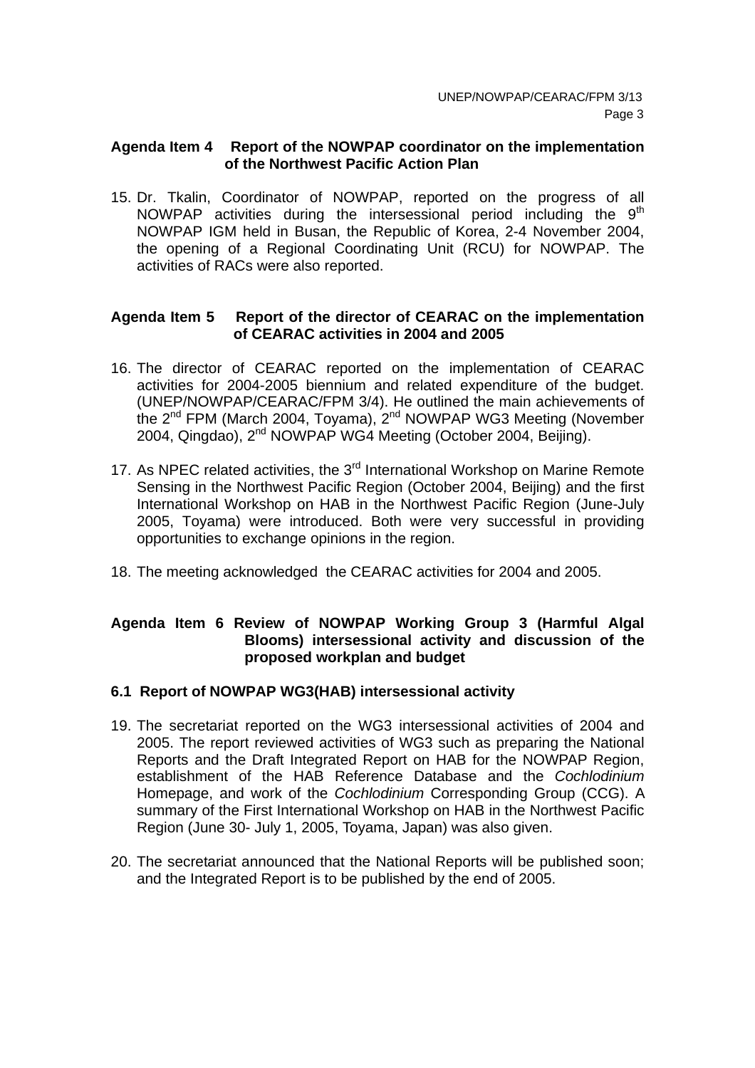## Agenda Item 4 Report of the NOWPAP coordinator on the implementation of the Northwest Pacific Action Plan

15. Dr. Tkalin, Coordinator of NOWPAP, reported on the progress of all NOWPAP activities during the intersessional period including the 9th NOWPAP IGM held in Busan, the Republic of Korea, 2-4 November 2004, the opening of a Regional Coordinating Unit (RCU) for NOWPAP. The activities of RACs were also reported.

## Agenda Item 5 Report of the director of CEARAC on the implementation of CEARAC activities in 2004 and 2005

16. The director of CEARAC reported on the implementation of CEARAC activities for 2004-2005 biennium and related expenditure of the budget. (UNEP/NOWPAP/CEARAC/FPM 3/4). He outlined the main achievements of the 2nd FPM (March 2004, Toyama), 2nd NOWPAP WG3 Meeting (November 2004, Qingdao), 2nd NOWPAP WG4 Meeting (October 2004, Beijing).

17. As NPEC related activities, the 3rd International Workshop on Marine Remote Sensing in the Northwest Pacific Region (October 2004, Beijing) and the first International Workshop on HAB in the Northwest Pacific Region (June-July 2005, Toyama) were introduced. Both were very successful in providing opportunities to exchange opinions in the region.

18. The meeting acknowledged the CEARAC activities for 2004 and 2005.

## Agenda Item 6 Review of NOWPAP Working Group 3 (Harmful Algal Blooms) intersessional activity and discussion of the proposed workplan and budget

### 6.1 Report of NOWPAP WG3(HAB) intersessional activity

19. The secretariat reported on the WG3 intersessional activities of 2004 and 2005. The report reviewed activities of WG3 such as preparing the National Reports and the Draft Integrated Report on HAB for the NOWPAP Region, establishment of the HAB Reference Database and the *Cochlodinium* Homepage, and work of the *Cochlodinium* Corresponding Group (CCG). A summary of the First International Workshop on HAB in the Northwest Pacific Region (June 30- July 1, 2005, Toyama, Japan) was also given.

20. The secretariat announced that the National Reports will be published soon; and the Integrated Report is to be published by the end of 2005.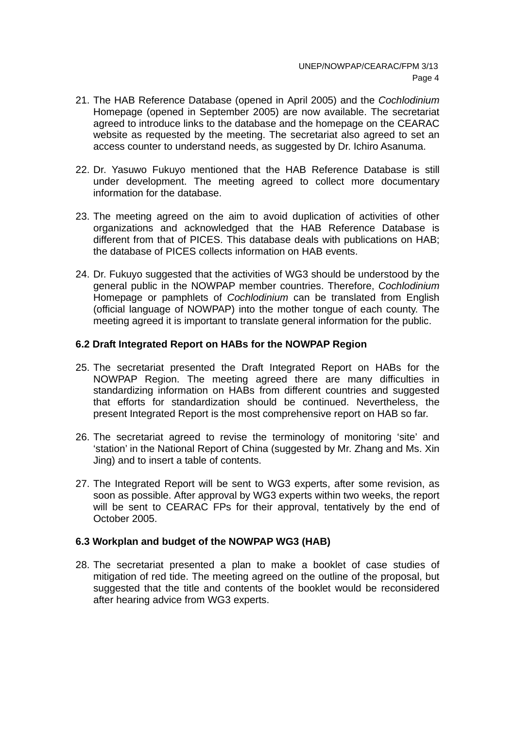21. The HAB Reference Database (opened in April 2005) and the *Cochlodinium* Homepage (opened in September 2005) are now available. The secretariat agreed to introduce links to the database and the homepage on the CEARAC website as requested by the meeting. The secretariat also agreed to set an access counter to understand needs, as suggested by Dr. Ichiro Asanuma.

22. Dr. Yasuwo Fukuyo mentioned that the HAB Reference Database is still under development. The meeting agreed to collect more documentary information for the database.

23. The meeting agreed on the aim to avoid duplication of activities of other organizations and acknowledged that the HAB Reference Database is different from that of PICES. This database deals with publications on HAB; the database of PICES collects information on HAB events.

24. Dr. Fukuyo suggested that the activities of WG3 should be understood by the general public in the NOWPAP member countries. Therefore, *Cochlodinium* Homepage or pamphlets of *Cochlodinium* can be translated from English (official language of NOWPAP) into the mother tongue of each county. The meeting agreed it is important to translate general information for the public.

### 6.2 Draft Integrated Report on HABs for the NOWPAP Region

25. The secretariat presented the Draft Integrated Report on HABs for the NOWPAP Region. The meeting agreed there are many difficulties in standardizing information on HABs from different countries and suggested that efforts for standardization should be continued. Nevertheless, the present Integrated Report is the most comprehensive report on HAB so far.

26. The secretariat agreed to revise the terminology of monitoring 'site' and 'station' in the National Report of China (suggested by Mr. Zhang and Ms. Xin Jing) and to insert a table of contents.

27. The Integrated Report will be sent to WG3 experts, after some revision, as soon as possible. After approval by WG3 experts within two weeks, the report will be sent to CEARAC FPs for their approval, tentatively by the end of October 2005.

### 6.3 Workplan and budget of the NOWPAP WG3 (HAB)

28. The secretariat presented a plan to make a booklet of case studies of mitigation of red tide. The meeting agreed on the outline of the proposal, but suggested that the title and contents of the booklet would be reconsidered after hearing advice from WG3 experts.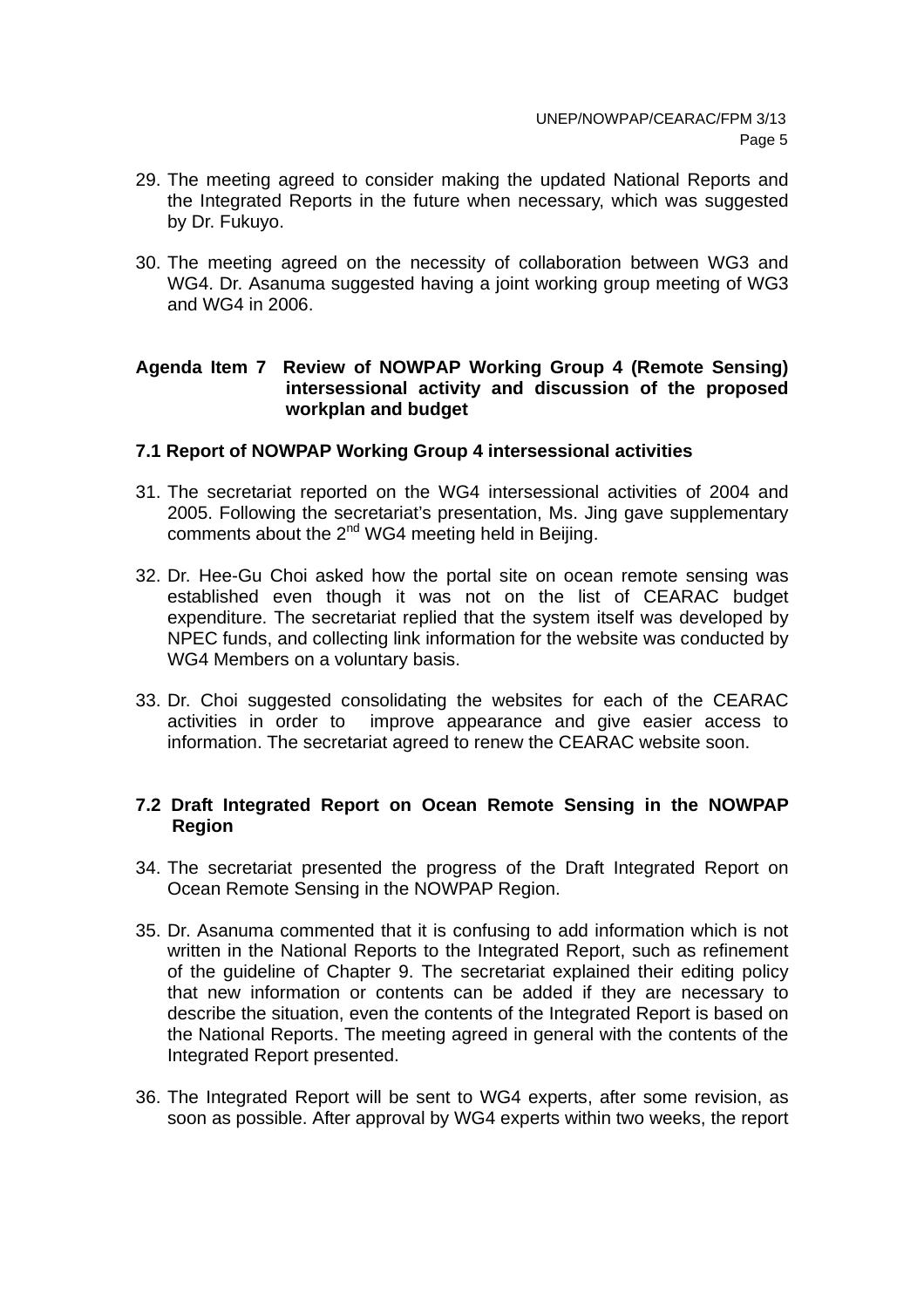29. The meeting agreed to consider making the updated National Reports and the Integrated Reports in the future when necessary, which was suggested by Dr. Fukuyo.

30. The meeting agreed on the necessity of collaboration between WG3 and WG4. Dr. Asanuma suggested having a joint working group meeting of WG3 and WG4 in 2006.

## Agenda Item 7 Review of NOWPAP Working Group 4 (Remote Sensing) intersessional activity and discussion of the proposed workplan and budget

### 7.1 Report of NOWPAP Working Group 4 intersessional activities

31. The secretariat reported on the WG4 intersessional activities of 2004 and 2005. Following the secretariat's presentation, Ms. Jing gave supplementary comments about the 2nd WG4 meeting held in Beijing.

32. Dr. Hee-Gu Choi asked how the portal site on ocean remote sensing was established even though it was not on the list of CEARAC budget expenditure. The secretariat replied that the system itself was developed by NPEC funds, and collecting link information for the website was conducted by WG4 Members on a voluntary basis.

33. Dr. Choi suggested consolidating the websites for each of the CEARAC activities in order to improve appearance and give easier access to information. The secretariat agreed to renew the CEARAC website soon.

### 7.2 Draft Integrated Report on Ocean Remote Sensing in the NOWPAP Region

34. The secretariat presented the progress of the Draft Integrated Report on Ocean Remote Sensing in the NOWPAP Region.

35. Dr. Asanuma commented that it is confusing to add information which is not written in the National Reports to the Integrated Report, such as refinement of the guideline of Chapter 9. The secretariat explained their editing policy that new information or contents can be added if they are necessary to describe the situation, even the contents of the Integrated Report is based on the National Reports. The meeting agreed in general with the contents of the Integrated Report presented.

36. The Integrated Report will be sent to WG4 experts, after some revision, as soon as possible. After approval by WG4 experts within two weeks, the report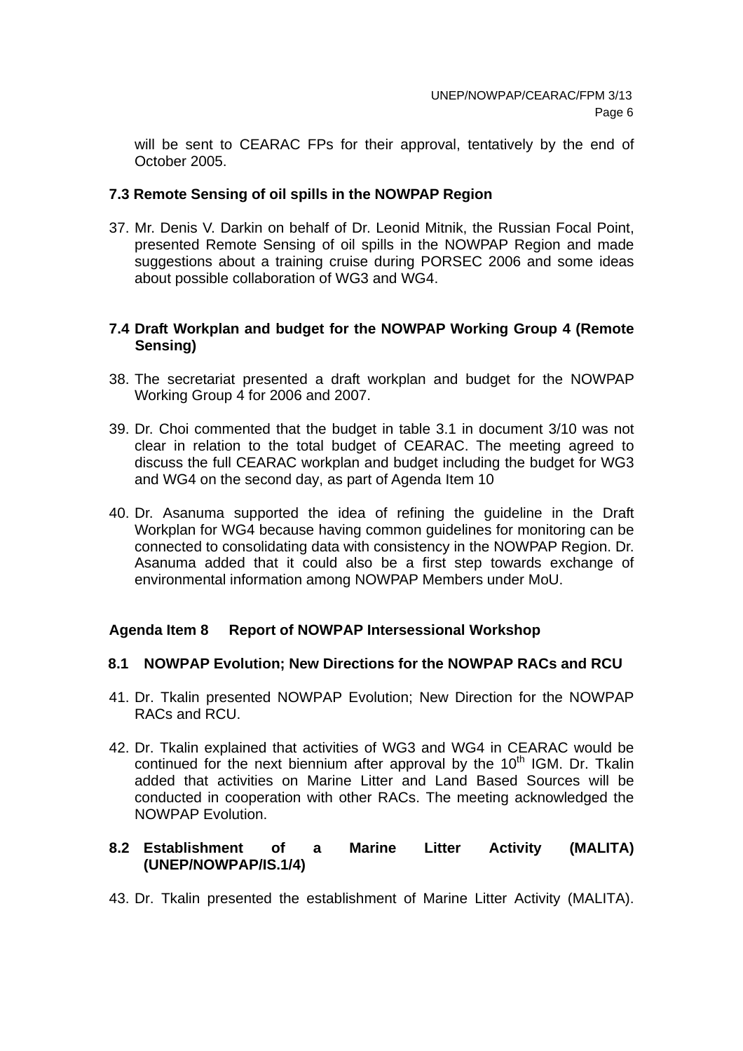will be sent to CEARAC FPs for their approval, tentatively by the end of October 2005.

### 7.3 Remote Sensing of oil spills in the NOWPAP Region

37. Mr. Denis V. Darkin on behalf of Dr. Leonid Mitnik, the Russian Focal Point, presented Remote Sensing of oil spills in the NOWPAP Region and made suggestions about a training cruise during PORSEC 2006 and some ideas about possible collaboration of WG3 and WG4.

### 7.4 Draft Workplan and budget for the NOWPAP Working Group 4 (Remote Sensing)

38. The secretariat presented a draft workplan and budget for the NOWPAP Working Group 4 for 2006 and 2007.

39. Dr. Choi commented that the budget in table 3.1 in document 3/10 was not clear in relation to the total budget of CEARAC. The meeting agreed to discuss the full CEARAC workplan and budget including the budget for WG3 and WG4 on the second day, as part of Agenda Item 10

40. Dr. Asanuma supported the idea of refining the guideline in the Draft Workplan for WG4 because having common guidelines for monitoring can be connected to consolidating data with consistency in the NOWPAP Region. Dr. Asanuma added that it could also be a first step towards exchange of environmental information among NOWPAP Members under MoU.

## Agenda Item 8 Report of NOWPAP Intersessional Workshop

### 8.1 NOWPAP Evolution; New Directions for the NOWPAP RACs and RCU

41. Dr. Tkalin presented NOWPAP Evolution; New Direction for the NOWPAP RACs and RCU.

42. Dr. Tkalin explained that activities of WG3 and WG4 in CEARAC would be continued for the next biennium after approval by the 10th IGM. Dr. Tkalin added that activities on Marine Litter and Land Based Sources will be conducted in cooperation with other RACs. The meeting acknowledged the NOWPAP Evolution.

### 8.2 Establishment of a Marine Litter Activity (MALITA) (UNEP/NOWPAP/IS.1/4)

43. Dr. Tkalin presented the establishment of Marine Litter Activity (MALITA).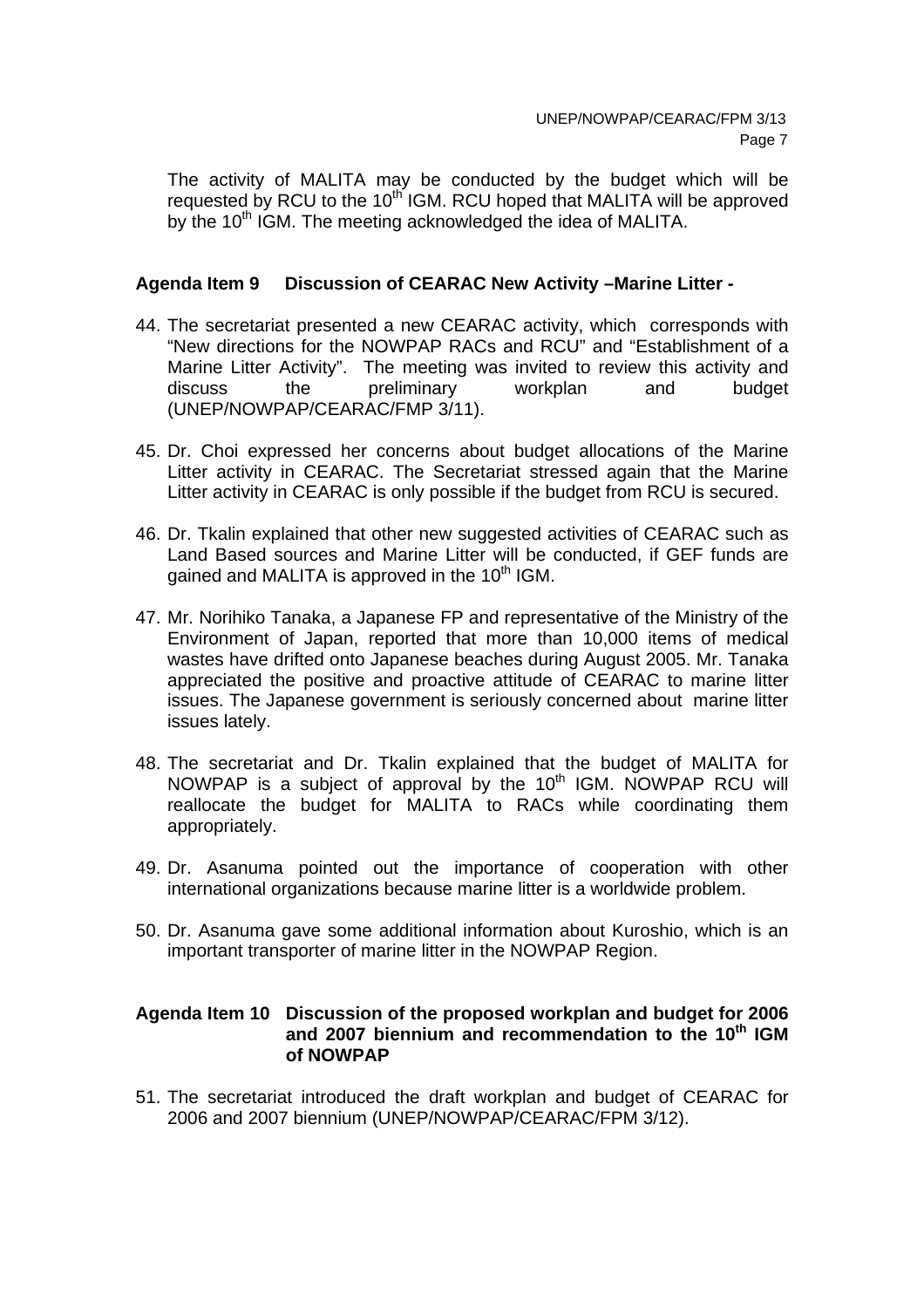The activity of MALITA may be conducted by the budget which will be requested by RCU to the 10th IGM. RCU hoped that MALITA will be approved by the 10th IGM. The meeting acknowledged the idea of MALITA.

## Agenda Item 9 Discussion of CEARAC New Activity –Marine Litter -

44. The secretariat presented a new CEARAC activity, which corresponds with "New directions for the NOWPAP RACs and RCU" and "Establishment of a Marine Litter Activity". The meeting was invited to review this activity and discuss the preliminary workplan and budget (UNEP/NOWPAP/CEARAC/FMP 3/11).

45. Dr. Choi expressed her concerns about budget allocations of the Marine Litter activity in CEARAC. The Secretariat stressed again that the Marine Litter activity in CEARAC is only possible if the budget from RCU is secured.

46. Dr. Tkalin explained that other new suggested activities of CEARAC such as Land Based sources and Marine Litter will be conducted, if GEF funds are gained and MALITA is approved in the 10th IGM.

47. Mr. Norihiko Tanaka, a Japanese FP and representative of the Ministry of the Environment of Japan, reported that more than 10,000 items of medical wastes have drifted onto Japanese beaches during August 2005. Mr. Tanaka appreciated the positive and proactive attitude of CEARAC to marine litter issues. The Japanese government is seriously concerned about marine litter issues lately.

48. The secretariat and Dr. Tkalin explained that the budget of MALITA for NOWPAP is a subject of approval by the 10th IGM. NOWPAP RCU will reallocate the budget for MALITA to RACs while coordinating them appropriately.

49. Dr. Asanuma pointed out the importance of cooperation with other international organizations because marine litter is a worldwide problem.

50. Dr. Asanuma gave some additional information about Kuroshio, which is an important transporter of marine litter in the NOWPAP Region.

## Agenda Item 10 Discussion of the proposed workplan and budget for 2006 and 2007 biennium and recommendation to the 10th IGM of NOWPAP

51. The secretariat introduced the draft workplan and budget of CEARAC for 2006 and 2007 biennium (UNEP/NOWPAP/CEARAC/FPM 3/12).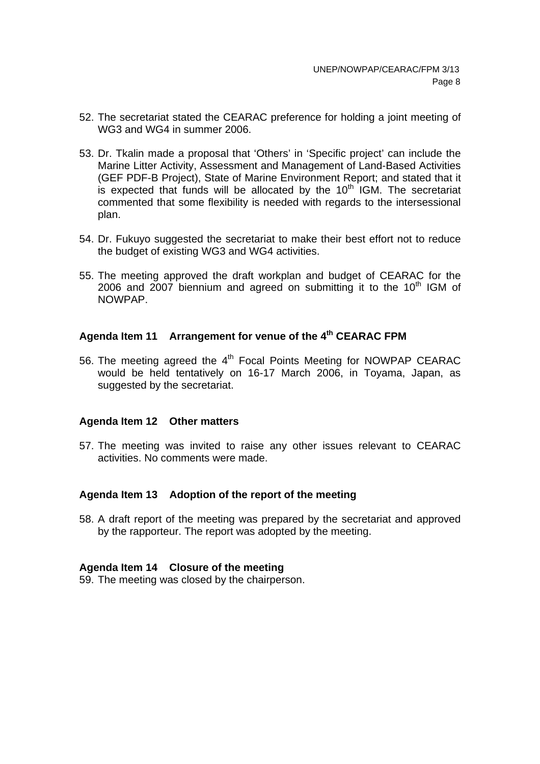52. The secretariat stated the CEARAC preference for holding a joint meeting of WG3 and WG4 in summer 2006.

53. Dr. Tkalin made a proposal that 'Others' in 'Specific project' can include the Marine Litter Activity, Assessment and Management of Land-Based Activities (GEF PDF-B Project), State of Marine Environment Report; and stated that it is expected that funds will be allocated by the 10th IGM. The secretariat commented that some flexibility is needed with regards to the intersessional plan.

54. Dr. Fukuyo suggested the secretariat to make their best effort not to reduce the budget of existing WG3 and WG4 activities.

55. The meeting approved the draft workplan and budget of CEARAC for the 2006 and 2007 biennium and agreed on submitting it to the 10th IGM of NOWPAP.

## Agenda Item 11 Arrangement for venue of the 4th CEARAC FPM

56. The meeting agreed the 4th Focal Points Meeting for NOWPAP CEARAC would be held tentatively on 16-17 March 2006, in Toyama, Japan, as suggested by the secretariat.

## Agenda Item 12 Other matters

57. The meeting was invited to raise any other issues relevant to CEARAC activities. No comments were made.

## Agenda Item 13 Adoption of the report of the meeting

58. A draft report of the meeting was prepared by the secretariat and approved by the rapporteur. The report was adopted by the meeting.

## Agenda Item 14 Closure of the meeting

59. The meeting was closed by the chairperson.